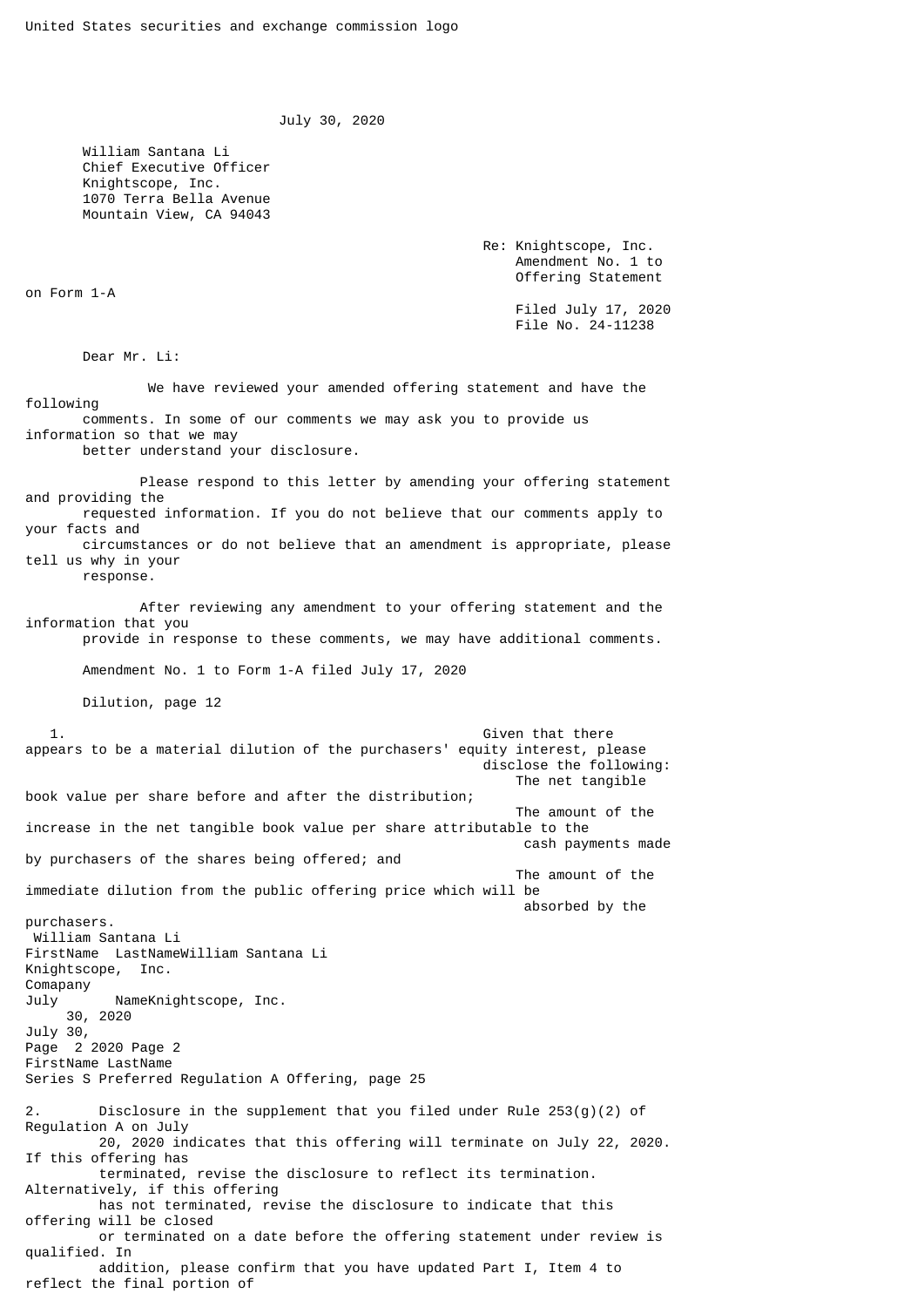United States securities and exchange commission logo

July 30, 2020

William Santana Li
Chief Executive Officer
Knightscope, Inc.
1070 Terra Bella Avenue
Mountain View, CA 94043

Re: Knightscope, Inc.
Amendment No. 1 to
Offering Statement on Form 1-A
Filed July 17, 2020
File No. 24-11238

Dear Mr. Li:

We have reviewed your amended offering statement and have the following comments. In some of our comments we may ask you to provide us information so that we may better understand your disclosure.

Please respond to this letter by amending your offering statement and providing the requested information. If you do not believe that our comments apply to your facts and circumstances or do not believe that an amendment is appropriate, please tell us why in your response.

After reviewing any amendment to your offering statement and the information that you provide in response to these comments, we may have additional comments.

Amendment No. 1 to Form 1-A filed July 17, 2020

Dilution, page 12

1. Given that there appears to be a material dilution of the purchasers' equity interest, please disclose the following:
   - The net tangible book value per share before and after the distribution;
   - The amount of the increase in the net tangible book value per share attributable to the cash payments made by purchasers of the shares being offered; and
   - The amount of the immediate dilution from the public offering price which will be absorbed by the purchasers.

Series S Preferred Regulation A Offering, page 25

2. Disclosure in the supplement that you filed under Rule 253(g)(2) of Regulation A on July 20, 2020 indicates that this offering will terminate on July 22, 2020. If this offering has terminated, revise the disclosure to reflect its termination. Alternatively, if this offering has not terminated, revise the disclosure to indicate that this offering will be closed or terminated on a date before the offering statement under review is qualified. In addition, please confirm that you have updated Part I, Item 4 to reflect the final portion of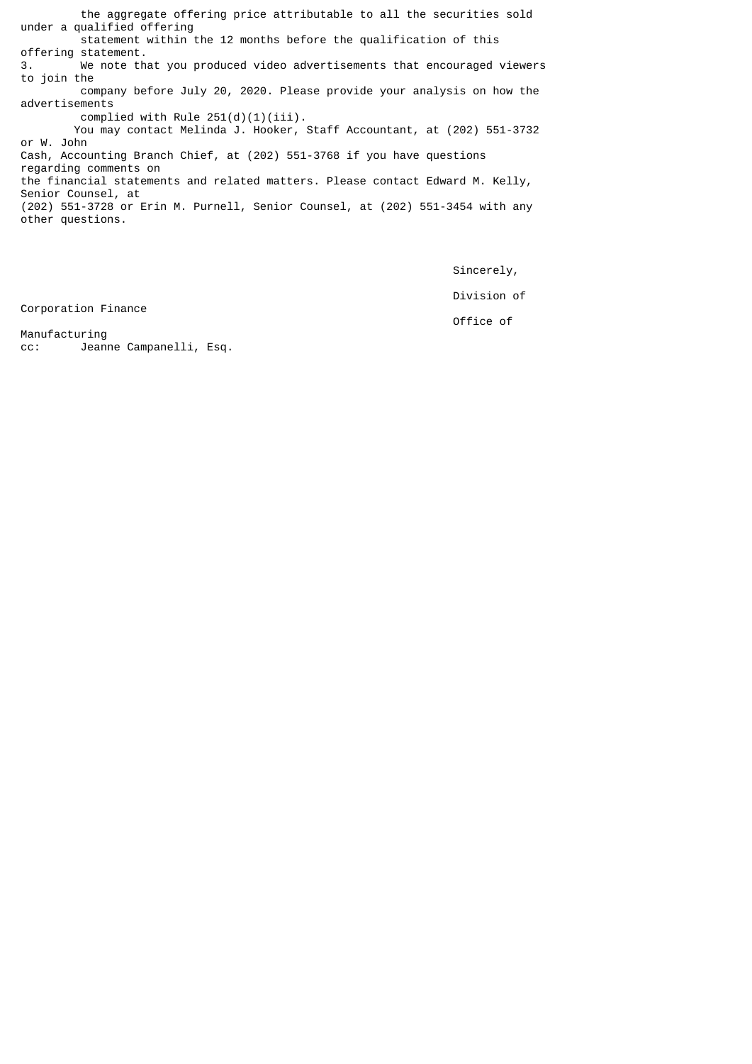the aggregate offering price attributable to all the securities sold under a qualified offering statement within the 12 months before the qualification of this offering statement.

3. We note that you produced video advertisements that encouraged viewers to join the company before July 20, 2020. Please provide your analysis on how the advertisements complied with Rule 251(d)(1)(iii).

You may contact Melinda J. Hooker, Staff Accountant, at (202) 551-3732 or W. John Cash, Accounting Branch Chief, at (202) 551-3768 if you have questions regarding comments on the financial statements and related matters. Please contact Edward M. Kelly, Senior Counsel, at (202) 551-3728 or Erin M. Purnell, Senior Counsel, at (202) 551-3454 with any other questions.

Sincerely,

Division of Corporation Finance

Office of Manufacturing

cc: Jeanne Campanelli, Esq.